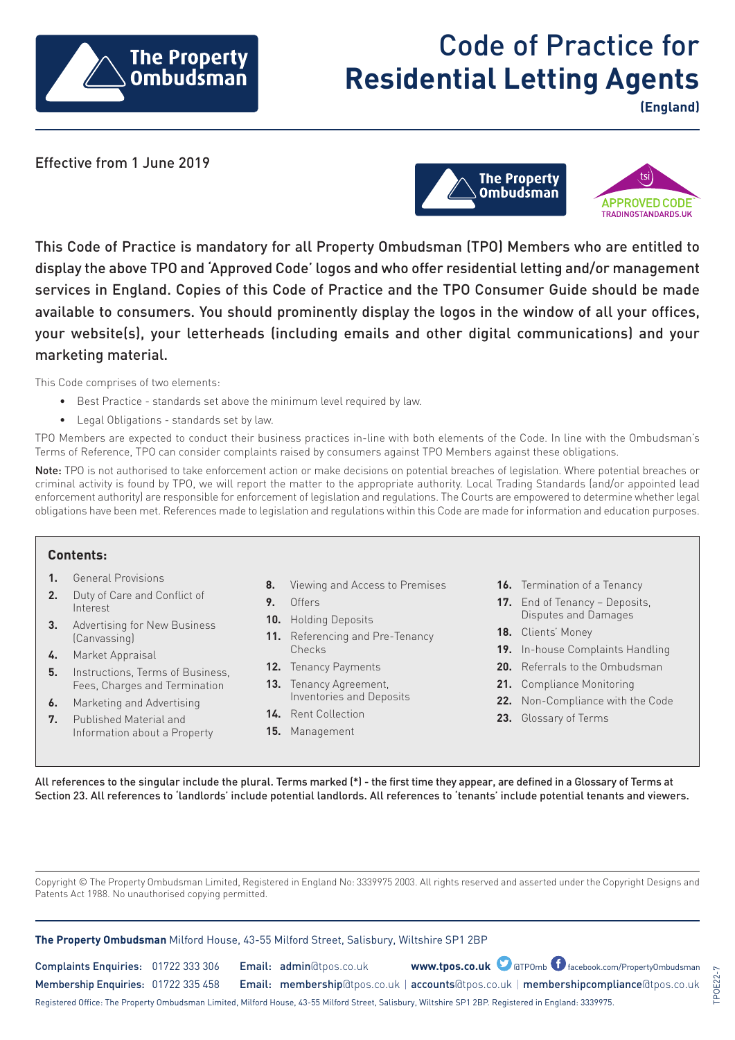# Code of Practice for Residential Letting Agents

**(England)**

Effective from 1 June 2019

This Code of Practice is mandatory for all Property Ombudsman (TPO) Members who are entitled to display the above TPO and 'Approved Code' logos and who offer residential letting and/or management services in England. Copies of this Code of Practice and the TPO Consumer Guide should be made available to consumers. You should prominently display the logos in the window of all your offices, your website(s), your letterheads (including emails and other digital communications) and your marketing material.

This Code comprises of two elements:

- Best Practice - standards set above the minimum level required by law.
- Legal Obligations - standards set by law.

TPO Members are expected to conduct their business practices in-line with both elements of the Code. In line with the Ombudsman's Terms of Reference, TPO can consider complaints raised by consumers against TPO Members against these obligations.

**Note:** TPO is not authorised to take enforcement action or make decisions on potential breaches of legislation. Where potential breaches or criminal activity is found by TPO, we will report the matter to the appropriate authority. Local Trading Standards (and/or appointed lead enforcement authority) are responsible for enforcement of legislation and regulations. The Courts are empowered to determine whether legal obligations have been met. References made to legislation and regulations within this Code are made for information and education purposes.

**Contents:**

1. General Provisions
2. Duty of Care and Conflict of Interest
3. Advertising for New Business (Canvassing)
4. Market Appraisal
5. Instructions, Terms of Business, Fees, Charges and Termination
6. Marketing and Advertising
7. Published Material and Information about a Property
8. Viewing and Access to Premises
9. Offers
10. Holding Deposits
11. Referencing and Pre-Tenancy Checks
12. Tenancy Payments
13. Tenancy Agreement, Inventories and Deposits
14. Rent Collection
15. Management
16. Termination of a Tenancy
17. End of Tenancy – Deposits, Disputes and Damages
18. Clients' Money
19. In-house Complaints Handling
20. Referrals to the Ombudsman
21. Compliance Monitoring
22. Non-Compliance with the Code
23. Glossary of Terms

All references to the singular include the plural. Terms marked (*) - the first time they appear, are defined in a Glossary of Terms at Section 23. All references to 'landlords' include potential landlords. All references to 'tenants' include potential tenants and viewers.

Copyright © The Property Ombudsman Limited, Registered in England No: 3339975 2003. All rights reserved and asserted under the Copyright Designs and Patents Act 1988. No unauthorised copying permitted.

**The Property Ombudsman** Milford House, 43-55 Milford Street, Salisbury, Wiltshire SP1 2BP

Complaints Enquiries: 01722 333 306 Email: admin@tpos.co.uk **www.tpos.co.uk** @TPOmb facebook.com/PropertyOmbudsman

Membership Enquiries: 01722 335 458 Email: membership@tpos.co.uk | accounts@tpos.co.uk | membershipcompliance@tpos.co.uk

Registered Office: The Property Ombudsman Limited, Milford House, 43-55 Milford Street, Salisbury, Wiltshire SP1 2BP. Registered in England: 3339975.

TPOE22-7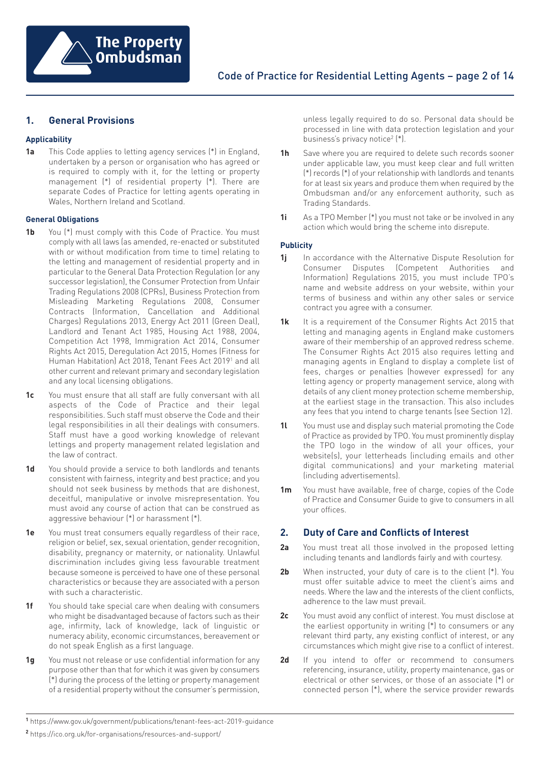## 1. General Provisions

### Applicability

**1a** This Code applies to letting agency services (*) in England, undertaken by a person or organisation who has agreed or is required to comply with it, for the letting or property management (*) of residential property (*). There are separate Codes of Practice for letting agents operating in Wales, Northern Ireland and Scotland.

### General Obligations

**1b** You (*) must comply with this Code of Practice. You must comply with all laws (as amended, re-enacted or substituted with or without modification from time to time) relating to the letting and management of residential property and in particular to the General Data Protection Regulation (or any successor legislation), the Consumer Protection from Unfair Trading Regulations 2008 (CPRs), Business Protection from Misleading Marketing Regulations 2008, Consumer Contracts (Information, Cancellation and Additional Charges) Regulations 2013, Energy Act 2011 (Green Deal), Landlord and Tenant Act 1985, Housing Act 1988, 2004, Competition Act 1998, Immigration Act 2014, Consumer Rights Act 2015, Deregulation Act 2015, Homes (Fitness for Human Habitation) Act 2018, Tenant Fees Act 2019[1] and all other current and relevant primary and secondary legislation and any local licensing obligations.

**1c** You must ensure that all staff are fully conversant with all aspects of the Code of Practice and their legal responsibilities. Such staff must observe the Code and their legal responsibilities in all their dealings with consumers. Staff must have a good working knowledge of relevant lettings and property management related legislation and the law of contract.

**1d** You should provide a service to both landlords and tenants consistent with fairness, integrity and best practice; and you should not seek business by methods that are dishonest, deceitful, manipulative or involve misrepresentation. You must avoid any course of action that can be construed as aggressive behaviour (*) or harassment (*).

**1e** You must treat consumers equally regardless of their race, religion or belief, sex, sexual orientation, gender recognition, disability, pregnancy or maternity, or nationality. Unlawful discrimination includes giving less favourable treatment because someone is perceived to have one of these personal characteristics or because they are associated with a person with such a characteristic.

**1f** You should take special care when dealing with consumers who might be disadvantaged because of factors such as their age, infirmity, lack of knowledge, lack of linguistic or numeracy ability, economic circumstances, bereavement or do not speak English as a first language.

**1g** You must not release or use confidential information for any purpose other than that for which it was given by consumers (*) during the process of the letting or property management of a residential property without the consumer's permission, unless legally required to do so. Personal data should be processed in line with data protection legislation and your business's privacy notice[2] (*).

**1h** Save where you are required to delete such records sooner under applicable law, you must keep clear and full written (*) records (*) of your relationship with landlords and tenants for at least six years and produce them when required by the Ombudsman and/or any enforcement authority, such as Trading Standards.

**1i** As a TPO Member (*) you must not take or be involved in any action which would bring the scheme into disrepute.

### Publicity

**1j** In accordance with the Alternative Dispute Resolution for Consumer Disputes (Competent Authorities and Information) Regulations 2015, you must include TPO's name and website address on your website, within your terms of business and within any other sales or service contract you agree with a consumer.

**1k** It is a requirement of the Consumer Rights Act 2015 that letting and managing agents in England make customers aware of their membership of an approved redress scheme. The Consumer Rights Act 2015 also requires letting and managing agents in England to display a complete list of fees, charges or penalties (however expressed) for any letting agency or property management service, along with details of any client money protection scheme membership, at the earliest stage in the transaction. This also includes any fees that you intend to charge tenants (see Section 12).

**1l** You must use and display such material promoting the Code of Practice as provided by TPO. You must prominently display the TPO logo in the window of all your offices, your website(s), your letterheads (including emails and other digital communications) and your marketing material (including advertisements).

**1m** You must have available, free of charge, copies of the Code of Practice and Consumer Guide to give to consumers in all your offices.

## 2. Duty of Care and Conflicts of Interest

**2a** You must treat all those involved in the proposed letting including tenants and landlords fairly and with courtesy.

**2b** When instructed, your duty of care is to the client (*). You must offer suitable advice to meet the client's aims and needs. Where the law and the interests of the client conflicts, adherence to the law must prevail.

**2c** You must avoid any conflict of interest. You must disclose at the earliest opportunity in writing (*) to consumers or any relevant third party, any existing conflict of interest, or any circumstances which might give rise to a conflict of interest.

**2d** If you intend to offer or recommend to consumers referencing, insurance, utility, property maintenance, gas or electrical or other services, or those of an associate (*) or connected person (*), where the service provider rewards

---

[1] https://www.gov.uk/government/publications/tenant-fees-act-2019-guidance

[2] https://ico.org.uk/for-organisations/resources-and-support/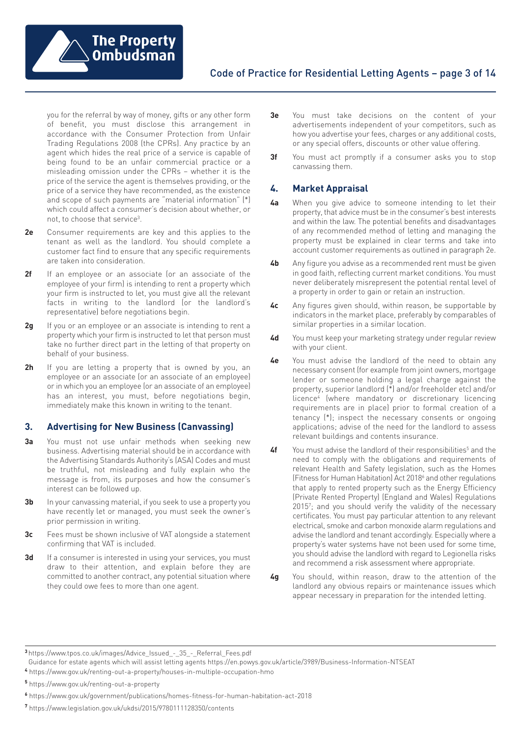you for the referral by way of money, gifts or any other form of benefit, you must disclose this arrangement in accordance with the Consumer Protection from Unfair Trading Regulations 2008 (the CPRs). Any practice by an agent which hides the real price of a service is capable of being found to be an unfair commercial practice or a misleading omission under the CPRs – whether it is the price of the service the agent is themselves providing, or the price of a service they have recommended, as the existence and scope of such payments are "material information" (*) which could affect a consumer's decision about whether, or not, to choose that service[3].

**2e** Consumer requirements are key and this applies to the tenant as well as the landlord. You should complete a customer fact find to ensure that any specific requirements are taken into consideration.

**2f** If an employee or an associate (or an associate of the employee of your firm) is intending to rent a property which your firm is instructed to let, you must give all the relevant facts in writing to the landlord (or the landlord's representative) before negotiations begin.

**2g** If you or an employee or an associate is intending to rent a property which your firm is instructed to let that person must take no further direct part in the letting of that property on behalf of your business.

**2h** If you are letting a property that is owned by you, an employee or an associate (or an associate of an employee) or in which you an employee (or an associate of an employee) has an interest, you must, before negotiations begin, immediately make this known in writing to the tenant.

## 3. Advertising for New Business (Canvassing)

**3a** You must not use unfair methods when seeking new business. Advertising material should be in accordance with the Advertising Standards Authority's (ASA) Codes and must be truthful, not misleading and fully explain who the message is from, its purposes and how the consumer's interest can be followed up.

**3b** In your canvassing material, if you seek to use a property you have recently let or managed, you must seek the owner's prior permission in writing.

**3c** Fees must be shown inclusive of VAT alongside a statement confirming that VAT is included.

**3d** If a consumer is interested in using your services, you must draw to their attention, and explain before they are committed to another contract, any potential situation where they could owe fees to more than one agent.

**3e** You must take decisions on the content of your advertisements independent of your competitors, such as how you advertise your fees, charges or any additional costs, or any special offers, discounts or other value offering.

**3f** You must act promptly if a consumer asks you to stop canvassing them.

## 4. Market Appraisal

**4a** When you give advice to someone intending to let their property, that advice must be in the consumer's best interests and within the law. The potential benefits and disadvantages of any recommended method of letting and managing the property must be explained in clear terms and take into account customer requirements as outlined in paragraph 2e.

**4b** Any figure you advise as a recommended rent must be given in good faith, reflecting current market conditions. You must never deliberately misrepresent the potential rental level of a property in order to gain or retain an instruction.

**4c** Any figures given should, within reason, be supportable by indicators in the market place, preferably by comparables of similar properties in a similar location.

**4d** You must keep your marketing strategy under regular review with your client.

**4e** You must advise the landlord of the need to obtain any necessary consent (for example from joint owners, mortgage lender or someone holding a legal charge against the property, superior landlord (*) and/or freeholder etc) and/or licence[4] (where mandatory or discretionary licencing requirements are in place) prior to formal creation of a tenancy (*); inspect the necessary consents or ongoing applications; advise of the need for the landlord to assess relevant buildings and contents insurance.

**4f** You must advise the landlord of their responsibilities[5] and the need to comply with the obligations and requirements of relevant Health and Safety legislation, such as the Homes (Fitness for Human Habitation) Act 2018[6] and other regulations that apply to rented property such as the Energy Efficiency (Private Rented Property) (England and Wales) Regulations 2015[7]; and you should verify the validity of the necessary certificates. You must pay particular attention to any relevant electrical, smoke and carbon monoxide alarm regulations and advise the landlord and tenant accordingly. Especially where a property's water systems have not been used for some time, you should advise the landlord with regard to Legionella risks and recommend a risk assessment where appropriate.

**4g** You should, within reason, draw to the attention of the landlord any obvious repairs or maintenance issues which appear necessary in preparation for the intended letting.

---

[3] https://www.tpos.co.uk/images/Advice_Issued_-_35_-_Referral_Fees.pdf
Guidance for estate agents which will assist letting agents https://en.powys.gov.uk/article/3989/Business-Information-NTSEAT

[4] https://www.gov.uk/renting-out-a-property/houses-in-multiple-occupation-hmo

[5] https://www.gov.uk/renting-out-a-property

[6] https://www.gov.uk/government/publications/homes-fitness-for-human-habitation-act-2018

[7] https://www.legislation.gov.uk/ukdsi/2015/9780111128350/contents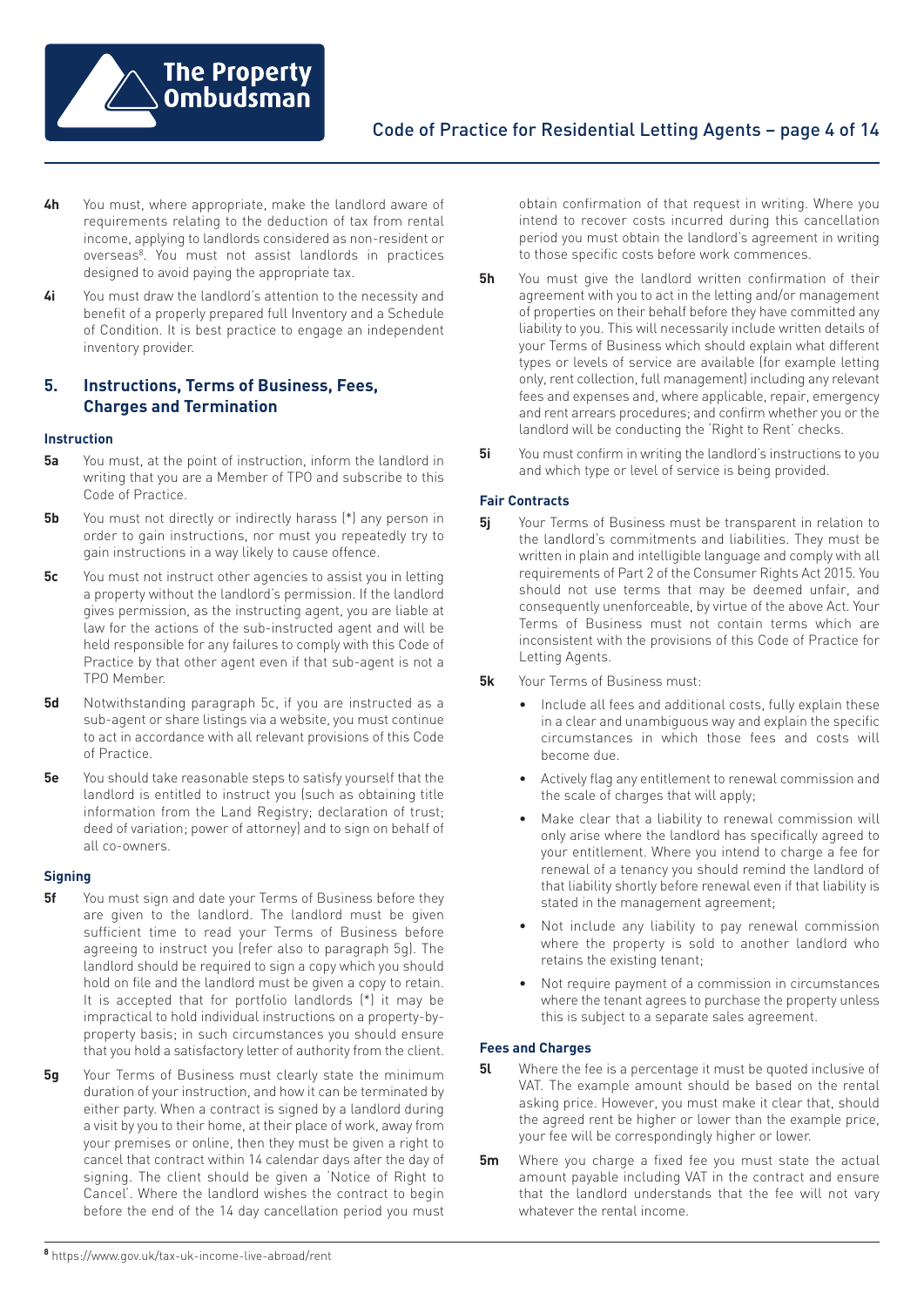**4h** You must, where appropriate, make the landlord aware of requirements relating to the deduction of tax from rental income, applying to landlords considered as non-resident or overseas[8]. You must not assist landlords in practices designed to avoid paying the appropriate tax.

**4i** You must draw the landlord's attention to the necessity and benefit of a properly prepared full Inventory and a Schedule of Condition. It is best practice to engage an independent inventory provider.

## 5. Instructions, Terms of Business, Fees, Charges and Termination

### Instruction

**5a** You must, at the point of instruction, inform the landlord in writing that you are a Member of TPO and subscribe to this Code of Practice.

**5b** You must not directly or indirectly harass (*) any person in order to gain instructions, nor must you repeatedly try to gain instructions in a way likely to cause offence.

**5c** You must not instruct other agencies to assist you in letting a property without the landlord's permission. If the landlord gives permission, as the instructing agent, you are liable at law for the actions of the sub-instructed agent and will be held responsible for any failures to comply with this Code of Practice by that other agent even if that sub-agent is not a TPO Member.

**5d** Notwithstanding paragraph 5c, if you are instructed as a sub-agent or share listings via a website, you must continue to act in accordance with all relevant provisions of this Code of Practice.

**5e** You should take reasonable steps to satisfy yourself that the landlord is entitled to instruct you (such as obtaining title information from the Land Registry; declaration of trust; deed of variation; power of attorney) and to sign on behalf of all co-owners.

### Signing

**5f** You must sign and date your Terms of Business before they are given to the landlord. The landlord must be given sufficient time to read your Terms of Business before agreeing to instruct you (refer also to paragraph 5g). The landlord should be required to sign a copy which you should hold on file and the landlord must be given a copy to retain. It is accepted that for portfolio landlords (*) it may be impractical to hold individual instructions on a property-by-property basis; in such circumstances you should ensure that you hold a satisfactory letter of authority from the client.

**5g** Your Terms of Business must clearly state the minimum duration of your instruction, and how it can be terminated by either party. When a contract is signed by a landlord during a visit by you to their home, at their place of work, away from your premises or online, then they must be given a right to cancel that contract within 14 calendar days after the day of signing. The client should be given a 'Notice of Right to Cancel'. Where the landlord wishes the contract to begin before the end of the 14 day cancellation period you must obtain confirmation of that request in writing. Where you intend to recover costs incurred during this cancellation period you must obtain the landlord's agreement in writing to those specific costs before work commences.

**5h** You must give the landlord written confirmation of their agreement with you to act in the letting and/or management of properties on their behalf before they have committed any liability to you. This will necessarily include written details of your Terms of Business which should explain what different types or levels of service are available (for example letting only, rent collection, full management) including any relevant fees and expenses and, where applicable, repair, emergency and rent arrears procedures; and confirm whether you or the landlord will be conducting the 'Right to Rent' checks.

**5i** You must confirm in writing the landlord's instructions to you and which type or level of service is being provided.

### Fair Contracts

**5j** Your Terms of Business must be transparent in relation to the landlord's commitments and liabilities. They must be written in plain and intelligible language and comply with all requirements of Part 2 of the Consumer Rights Act 2015. You should not use terms that may be deemed unfair, and consequently unenforceable, by virtue of the above Act. Your Terms of Business must not contain terms which are inconsistent with the provisions of this Code of Practice for Letting Agents.

**5k** Your Terms of Business must:

- Include all fees and additional costs, fully explain these in a clear and unambiguous way and explain the specific circumstances in which those fees and costs will become due.
- Actively flag any entitlement to renewal commission and the scale of charges that will apply;
- Make clear that a liability to renewal commission will only arise where the landlord has specifically agreed to your entitlement. Where you intend to charge a fee for renewal of a tenancy you should remind the landlord of that liability shortly before renewal even if that liability is stated in the management agreement;
- Not include any liability to pay renewal commission where the property is sold to another landlord who retains the existing tenant;
- Not require payment of a commission in circumstances where the tenant agrees to purchase the property unless this is subject to a separate sales agreement.

### Fees and Charges

**5l** Where the fee is a percentage it must be quoted inclusive of VAT. The example amount should be based on the rental asking price. However, you must make it clear that, should the agreed rent be higher or lower than the example price, your fee will be correspondingly higher or lower.

**5m** Where you charge a fixed fee you must state the actual amount payable including VAT in the contract and ensure that the landlord understands that the fee will not vary whatever the rental income.

---

[8] https://www.gov.uk/tax-uk-income-live-abroad/rent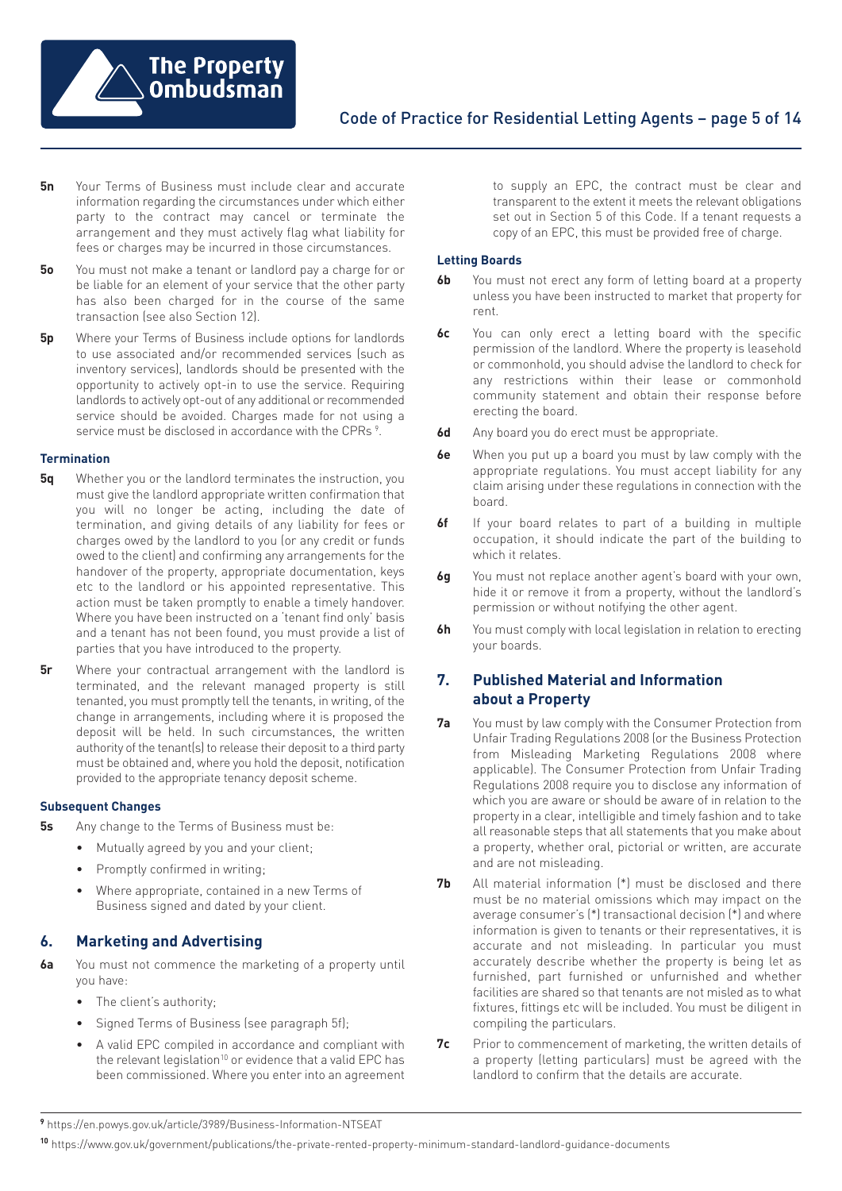**5n** Your Terms of Business must include clear and accurate information regarding the circumstances under which either party to the contract may cancel or terminate the arrangement and they must actively flag what liability for fees or charges may be incurred in those circumstances.

**5o** You must not make a tenant or landlord pay a charge for or be liable for an element of your service that the other party has also been charged for in the course of the same transaction (see also Section 12).

**5p** Where your Terms of Business include options for landlords to use associated and/or recommended services (such as inventory services), landlords should be presented with the opportunity to actively opt-in to use the service. Requiring landlords to actively opt-out of any additional or recommended service should be avoided. Charges made for not using a service must be disclosed in accordance with the CPRs [9].

#### Termination

**5q** Whether you or the landlord terminates the instruction, you must give the landlord appropriate written confirmation that you will no longer be acting, including the date of termination, and giving details of any liability for fees or charges owed by the landlord to you (or any credit or funds owed to the client) and confirming any arrangements for the handover of the property, appropriate documentation, keys etc to the landlord or his appointed representative. This action must be taken promptly to enable a timely handover. Where you have been instructed on a 'tenant find only' basis and a tenant has not been found, you must provide a list of parties that you have introduced to the property.

**5r** Where your contractual arrangement with the landlord is terminated, and the relevant managed property is still tenanted, you must promptly tell the tenants, in writing, of the change in arrangements, including where it is proposed the deposit will be held. In such circumstances, the written authority of the tenant(s) to release their deposit to a third party must be obtained and, where you hold the deposit, notification provided to the appropriate tenancy deposit scheme.

#### Subsequent Changes

**5s** Any change to the Terms of Business must be:

- Mutually agreed by you and your client;
- Promptly confirmed in writing;
- Where appropriate, contained in a new Terms of Business signed and dated by your client.

## 6. Marketing and Advertising

**6a** You must not commence the marketing of a property until you have:

- The client's authority;
- Signed Terms of Business (see paragraph 5f);
- A valid EPC compiled in accordance and compliant with the relevant legislation[10] or evidence that a valid EPC has been commissioned. Where you enter into an agreement to supply an EPC, the contract must be clear and transparent to the extent it meets the relevant obligations set out in Section 5 of this Code. If a tenant requests a copy of an EPC, this must be provided free of charge.

#### Letting Boards

**6b** You must not erect any form of letting board at a property unless you have been instructed to market that property for rent.

**6c** You can only erect a letting board with the specific permission of the landlord. Where the property is leasehold or commonhold, you should advise the landlord to check for any restrictions within their lease or commonhold community statement and obtain their response before erecting the board.

**6d** Any board you do erect must be appropriate.

**6e** When you put up a board you must by law comply with the appropriate regulations. You must accept liability for any claim arising under these regulations in connection with the board.

**6f** If your board relates to part of a building in multiple occupation, it should indicate the part of the building to which it relates.

**6g** You must not replace another agent's board with your own, hide it or remove it from a property, without the landlord's permission or without notifying the other agent.

**6h** You must comply with local legislation in relation to erecting your boards.

## 7. Published Material and Information about a Property

**7a** You must by law comply with the Consumer Protection from Unfair Trading Regulations 2008 (or the Business Protection from Misleading Marketing Regulations 2008 where applicable). The Consumer Protection from Unfair Trading Regulations 2008 require you to disclose any information of which you are aware or should be aware of in relation to the property in a clear, intelligible and timely fashion and to take all reasonable steps that all statements that you make about a property, whether oral, pictorial or written, are accurate and are not misleading.

**7b** All material information (*) must be disclosed and there must be no material omissions which may impact on the average consumer's (*) transactional decision (*) and where information is given to tenants or their representatives, it is accurate and not misleading. In particular you must accurately describe whether the property is being let as furnished, part furnished or unfurnished and whether facilities are shared so that tenants are not misled as to what fixtures, fittings etc will be included. You must be diligent in compiling the particulars.

**7c** Prior to commencement of marketing, the written details of a property (letting particulars) must be agreed with the landlord to confirm that the details are accurate.

---

[9] https://en.powys.gov.uk/article/3989/Business-Information-NTSEAT

[10] https://www.gov.uk/government/publications/the-private-rented-property-minimum-standard-landlord-guidance-documents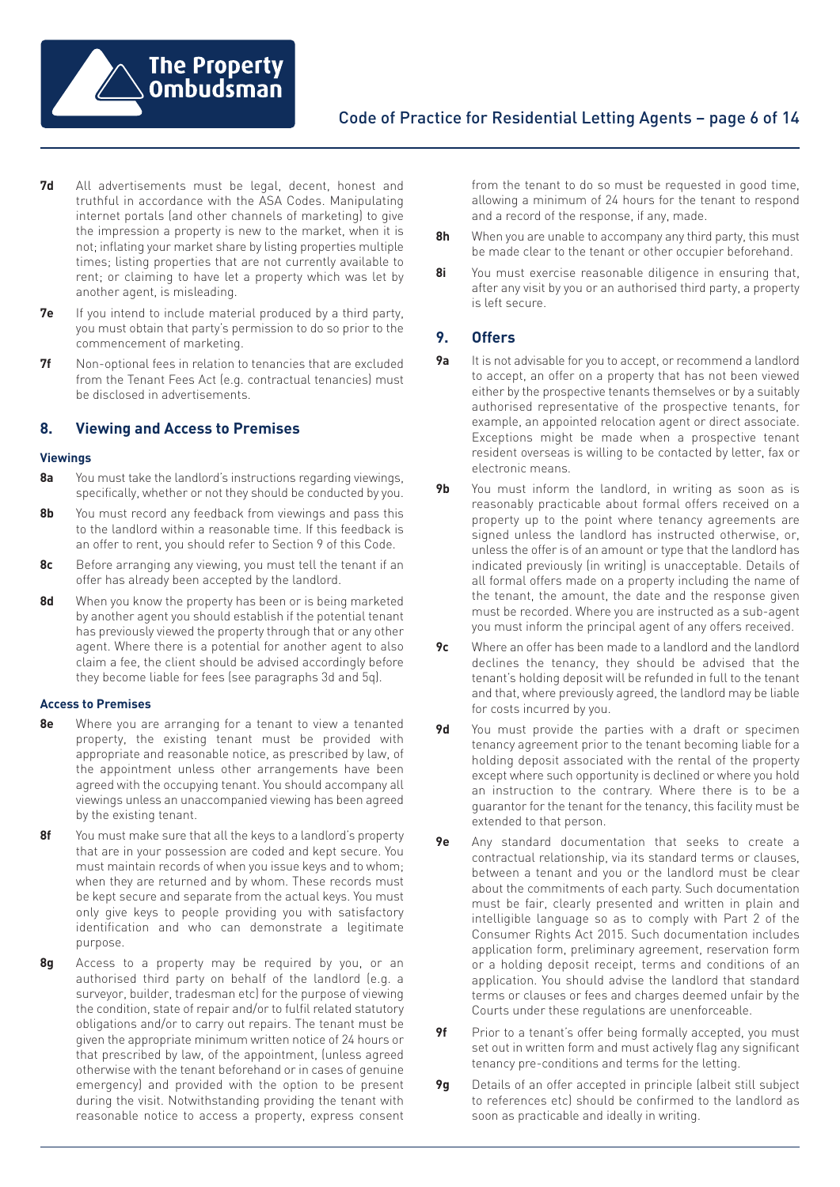**7d** All advertisements must be legal, decent, honest and truthful in accordance with the ASA Codes. Manipulating internet portals (and other channels of marketing) to give the impression a property is new to the market, when it is not; inflating your market share by listing properties multiple times; listing properties that are not currently available to rent; or claiming to have let a property which was let by another agent, is misleading.

**7e** If you intend to include material produced by a third party, you must obtain that party's permission to do so prior to the commencement of marketing.

**7f** Non-optional fees in relation to tenancies that are excluded from the Tenant Fees Act (e.g. contractual tenancies) must be disclosed in advertisements.

## 8. Viewing and Access to Premises

### Viewings

**8a** You must take the landlord's instructions regarding viewings, specifically, whether or not they should be conducted by you.

**8b** You must record any feedback from viewings and pass this to the landlord within a reasonable time. If this feedback is an offer to rent, you should refer to Section 9 of this Code.

**8c** Before arranging any viewing, you must tell the tenant if an offer has already been accepted by the landlord.

**8d** When you know the property has been or is being marketed by another agent you should establish if the potential tenant has previously viewed the property through that or any other agent. Where there is a potential for another agent to also claim a fee, the client should be advised accordingly before they become liable for fees (see paragraphs 3d and 5q).

### Access to Premises

**8e** Where you are arranging for a tenant to view a tenanted property, the existing tenant must be provided with appropriate and reasonable notice, as prescribed by law, of the appointment unless other arrangements have been agreed with the occupying tenant. You should accompany all viewings unless an unaccompanied viewing has been agreed by the existing tenant.

**8f** You must make sure that all the keys to a landlord's property that are in your possession are coded and kept secure. You must maintain records of when you issue keys and to whom; when they are returned and by whom. These records must be kept secure and separate from the actual keys. You must only give keys to people providing you with satisfactory identification and who can demonstrate a legitimate purpose.

**8g** Access to a property may be required by you, or an authorised third party on behalf of the landlord (e.g. a surveyor, builder, tradesman etc) for the purpose of viewing the condition, state of repair and/or to fulfil related statutory obligations and/or to carry out repairs. The tenant must be given the appropriate minimum written notice of 24 hours or that prescribed by law, of the appointment, (unless agreed otherwise with the tenant beforehand or in cases of genuine emergency) and provided with the option to be present during the visit. Notwithstanding providing the tenant with reasonable notice to access a property, express consent from the tenant to do so must be requested in good time, allowing a minimum of 24 hours for the tenant to respond and a record of the response, if any, made.

**8h** When you are unable to accompany any third party, this must be made clear to the tenant or other occupier beforehand.

**8i** You must exercise reasonable diligence in ensuring that, after any visit by you or an authorised third party, a property is left secure.

## 9. Offers

**9a** It is not advisable for you to accept, or recommend a landlord to accept, an offer on a property that has not been viewed either by the prospective tenants themselves or by a suitably authorised representative of the prospective tenants, for example, an appointed relocation agent or direct associate. Exceptions might be made when a prospective tenant resident overseas is willing to be contacted by letter, fax or electronic means.

**9b** You must inform the landlord, in writing as soon as is reasonably practicable about formal offers received on a property up to the point where tenancy agreements are signed unless the landlord has instructed otherwise, or, unless the offer is of an amount or type that the landlord has indicated previously (in writing) is unacceptable. Details of all formal offers made on a property including the name of the tenant, the amount, the date and the response given must be recorded. Where you are instructed as a sub-agent you must inform the principal agent of any offers received.

**9c** Where an offer has been made to a landlord and the landlord declines the tenancy, they should be advised that the tenant's holding deposit will be refunded in full to the tenant and that, where previously agreed, the landlord may be liable for costs incurred by you.

**9d** You must provide the parties with a draft or specimen tenancy agreement prior to the tenant becoming liable for a holding deposit associated with the rental of the property except where such opportunity is declined or where you hold an instruction to the contrary. Where there is to be a guarantor for the tenant for the tenancy, this facility must be extended to that person.

**9e** Any standard documentation that seeks to create a contractual relationship, via its standard terms or clauses, between a tenant and you or the landlord must be clear about the commitments of each party. Such documentation must be fair, clearly presented and written in plain and intelligible language so as to comply with Part 2 of the Consumer Rights Act 2015. Such documentation includes application form, preliminary agreement, reservation form or a holding deposit receipt, terms and conditions of an application. You should advise the landlord that standard terms or clauses or fees and charges deemed unfair by the Courts under these regulations are unenforceable.

**9f** Prior to a tenant's offer being formally accepted, you must set out in written form and must actively flag any significant tenancy pre-conditions and terms for the letting.

**9g** Details of an offer accepted in principle (albeit still subject to references etc) should be confirmed to the landlord as soon as practicable and ideally in writing.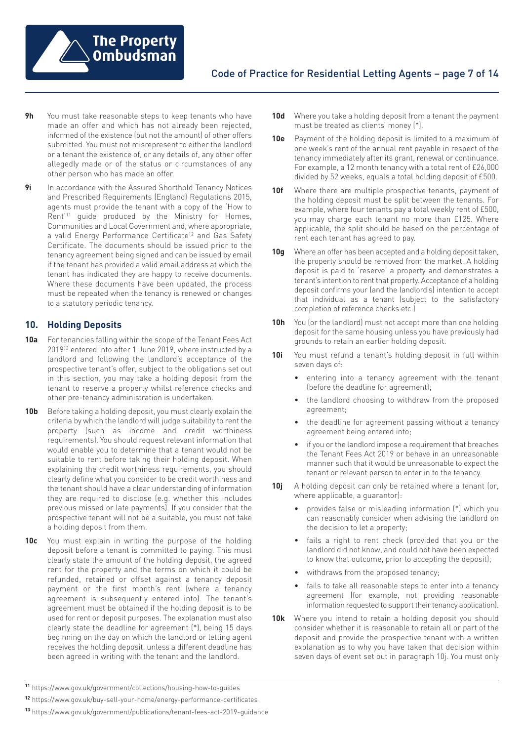**9h** You must take reasonable steps to keep tenants who have made an offer and which has not already been rejected, informed of the existence (but not the amount) of other offers submitted. You must not misrepresent to either the landlord or a tenant the existence of, or any details of, any other offer allegedly made or of the status or circumstances of any other person who has made an offer.

**9i** In accordance with the Assured Shorthold Tenancy Notices and Prescribed Requirements (England) Regulations 2015, agents must provide the tenant with a copy of the 'How to Rent'[11] guide produced by the Ministry for Homes, Communities and Local Government and, where appropriate, a valid Energy Performance Certificate[12] and Gas Safety Certificate. The documents should be issued prior to the tenancy agreement being signed and can be issued by email if the tenant has provided a valid email address at which the tenant has indicated they are happy to receive documents. Where these documents have been updated, the process must be repeated when the tenancy is renewed or changes to a statutory periodic tenancy.

## 10. Holding Deposits

**10a** For tenancies falling within the scope of the Tenant Fees Act 2019[13] entered into after 1 June 2019, where instructed by a landlord and following the landlord's acceptance of the prospective tenant's offer, subject to the obligations set out in this section, you may take a holding deposit from the tenant to reserve a property whilst reference checks and other pre-tenancy administration is undertaken.

**10b** Before taking a holding deposit, you must clearly explain the criteria by which the landlord will judge suitability to rent the property (such as income and credit worthiness requirements). You should request relevant information that would enable you to determine that a tenant would not be suitable to rent before taking their holding deposit. When explaining the credit worthiness requirements, you should clearly define what you consider to be credit worthiness and the tenant should have a clear understanding of information they are required to disclose (e.g. whether this includes previous missed or late payments). If you consider that the prospective tenant will not be a suitable, you must not take a holding deposit from them.

**10c** You must explain in writing the purpose of the holding deposit before a tenant is committed to paying. This must clearly state the amount of the holding deposit, the agreed rent for the property and the terms on which it could be refunded, retained or offset against a tenancy deposit payment or the first month's rent (where a tenancy agreement is subsequently entered into). The tenant's agreement must be obtained if the holding deposit is to be used for rent or deposit purposes. The explanation must also clearly state the deadline for agreement (*), being 15 days beginning on the day on which the landlord or letting agent receives the holding deposit, unless a different deadline has been agreed in writing with the tenant and the landlord.

**10d** Where you take a holding deposit from a tenant the payment must be treated as clients' money (*).

**10e** Payment of the holding deposit is limited to a maximum of one week's rent of the annual rent payable in respect of the tenancy immediately after its grant, renewal or continuance. For example, a 12 month tenancy with a total rent of £26,000 divided by 52 weeks, equals a total holding deposit of £500.

**10f** Where there are multiple prospective tenants, payment of the holding deposit must be split between the tenants. For example, where four tenants pay a total weekly rent of £500, you may charge each tenant no more than £125. Where applicable, the split should be based on the percentage of rent each tenant has agreed to pay.

**10g** Where an offer has been accepted and a holding deposit taken, the property should be removed from the market. A holding deposit is paid to 'reserve' a property and demonstrates a tenant's intention to rent that property. Acceptance of a holding deposit confirms your (and the landlord's) intention to accept that individual as a tenant (subject to the satisfactory completion of reference checks etc.)

**10h** You (or the landlord) must not accept more than one holding deposit for the same housing unless you have previously had grounds to retain an earlier holding deposit.

**10i** You must refund a tenant's holding deposit in full within seven days of:

- entering into a tenancy agreement with the tenant (before the deadline for agreement);
- the landlord choosing to withdraw from the proposed agreement;
- the deadline for agreement passing without a tenancy agreement being entered into;
- if you or the landlord impose a requirement that breaches the Tenant Fees Act 2019 or behave in an unreasonable manner such that it would be unreasonable to expect the tenant or relevant person to enter in to the tenancy.

**10j** A holding deposit can only be retained where a tenant (or, where applicable, a guarantor):

- provides false or misleading information (*) which you can reasonably consider when advising the landlord on the decision to let a property;
- fails a right to rent check (provided that you or the landlord did not know, and could not have been expected to know that outcome, prior to accepting the deposit);
- withdraws from the proposed tenancy;
- fails to take all reasonable steps to enter into a tenancy agreement (for example, not providing reasonable information requested to support their tenancy application).

**10k** Where you intend to retain a holding deposit you should consider whether it is reasonable to retain all or part of the deposit and provide the prospective tenant with a written explanation as to why you have taken that decision within seven days of event set out in paragraph 10j. You must only

---

[11] https://www.gov.uk/government/collections/housing-how-to-guides

[12] https://www.gov.uk/buy-sell-your-home/energy-performance-certificates

[13] https://www.gov.uk/government/publications/tenant-fees-act-2019-guidance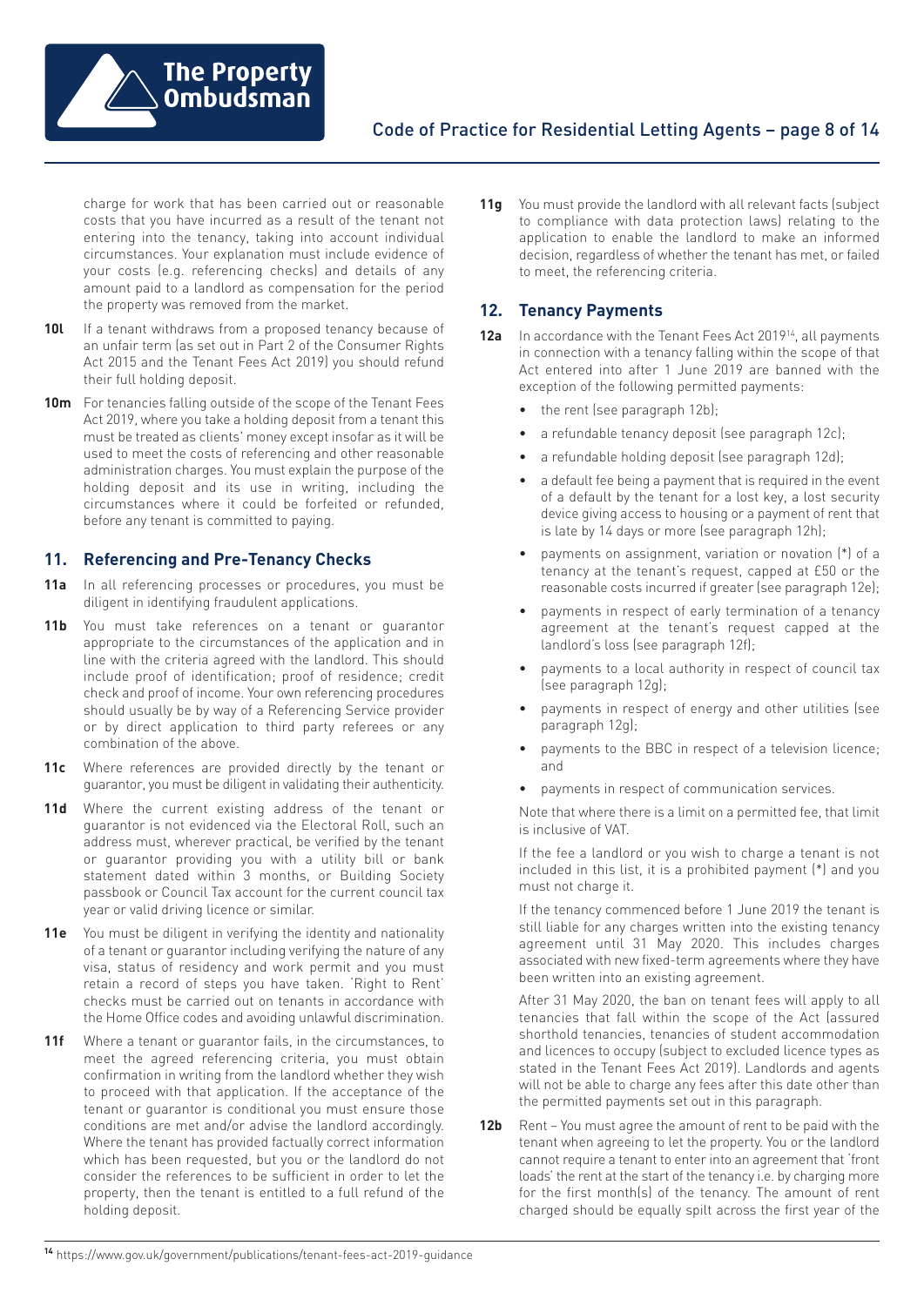charge for work that has been carried out or reasonable costs that you have incurred as a result of the tenant not entering into the tenancy, taking into account individual circumstances. Your explanation must include evidence of your costs (e.g. referencing checks) and details of any amount paid to a landlord as compensation for the period the property was removed from the market.

**10l** If a tenant withdraws from a proposed tenancy because of an unfair term (as set out in Part 2 of the Consumer Rights Act 2015 and the Tenant Fees Act 2019) you should refund their full holding deposit.

**10m** For tenancies falling outside of the scope of the Tenant Fees Act 2019, where you take a holding deposit from a tenant this must be treated as clients' money except insofar as it will be used to meet the costs of referencing and other reasonable administration charges. You must explain the purpose of the holding deposit and its use in writing, including the circumstances where it could be forfeited or refunded, before any tenant is committed to paying.

## 11. Referencing and Pre-Tenancy Checks

**11a** In all referencing processes or procedures, you must be diligent in identifying fraudulent applications.

**11b** You must take references on a tenant or guarantor appropriate to the circumstances of the application and in line with the criteria agreed with the landlord. This should include proof of identification; proof of residence; credit check and proof of income. Your own referencing procedures should usually be by way of a Referencing Service provider or by direct application to third party referees or any combination of the above.

**11c** Where references are provided directly by the tenant or guarantor, you must be diligent in validating their authenticity.

**11d** Where the current existing address of the tenant or guarantor is not evidenced via the Electoral Roll, such an address must, wherever practical, be verified by the tenant or guarantor providing you with a utility bill or bank statement dated within 3 months, or Building Society passbook or Council Tax account for the current council tax year or valid driving licence or similar.

**11e** You must be diligent in verifying the identity and nationality of a tenant or guarantor including verifying the nature of any visa, status of residency and work permit and you must retain a record of steps you have taken. 'Right to Rent' checks must be carried out on tenants in accordance with the Home Office codes and avoiding unlawful discrimination.

**11f** Where a tenant or guarantor fails, in the circumstances, to meet the agreed referencing criteria, you must obtain confirmation in writing from the landlord whether they wish to proceed with that application. If the acceptance of the tenant or guarantor is conditional you must ensure those conditions are met and/or advise the landlord accordingly. Where the tenant has provided factually correct information which has been requested, but you or the landlord do not consider the references to be sufficient in order to let the property, then the tenant is entitled to a full refund of the holding deposit.

**11g** You must provide the landlord with all relevant facts (subject to compliance with data protection laws) relating to the application to enable the landlord to make an informed decision, regardless of whether the tenant has met, or failed to meet, the referencing criteria.

## 12. Tenancy Payments

**12a** In accordance with the Tenant Fees Act 2019[14], all payments in connection with a tenancy falling within the scope of that Act entered into after 1 June 2019 are banned with the exception of the following permitted payments:

- the rent (see paragraph 12b);
- a refundable tenancy deposit (see paragraph 12c);
- a refundable holding deposit (see paragraph 12d);
- a default fee being a payment that is required in the event of a default by the tenant for a lost key, a lost security device giving access to housing or a payment of rent that is late by 14 days or more (see paragraph 12h);
- payments on assignment, variation or novation (*) of a tenancy at the tenant's request, capped at £50 or the reasonable costs incurred if greater (see paragraph 12e);
- payments in respect of early termination of a tenancy agreement at the tenant's request capped at the landlord's loss (see paragraph 12f);
- payments to a local authority in respect of council tax (see paragraph 12g);
- payments in respect of energy and other utilities (see paragraph 12g);
- payments to the BBC in respect of a television licence; and
- payments in respect of communication services.

Note that where there is a limit on a permitted fee, that limit is inclusive of VAT.

If the fee a landlord or you wish to charge a tenant is not included in this list, it is a prohibited payment (*) and you must not charge it.

If the tenancy commenced before 1 June 2019 the tenant is still liable for any charges written into the existing tenancy agreement until 31 May 2020. This includes charges associated with new fixed-term agreements where they have been written into an existing agreement.

After 31 May 2020, the ban on tenant fees will apply to all tenancies that fall within the scope of the Act (assured shorthold tenancies, tenancies of student accommodation and licences to occupy (subject to excluded licence types as stated in the Tenant Fees Act 2019). Landlords and agents will not be able to charge any fees after this date other than the permitted payments set out in this paragraph.

**12b** Rent – You must agree the amount of rent to be paid with the tenant when agreeing to let the property. You or the landlord cannot require a tenant to enter into an agreement that 'front loads' the rent at the start of the tenancy i.e. by charging more for the first month(s) of the tenancy. The amount of rent charged should be equally spilt across the first year of the

[14] https://www.gov.uk/government/publications/tenant-fees-act-2019-guidance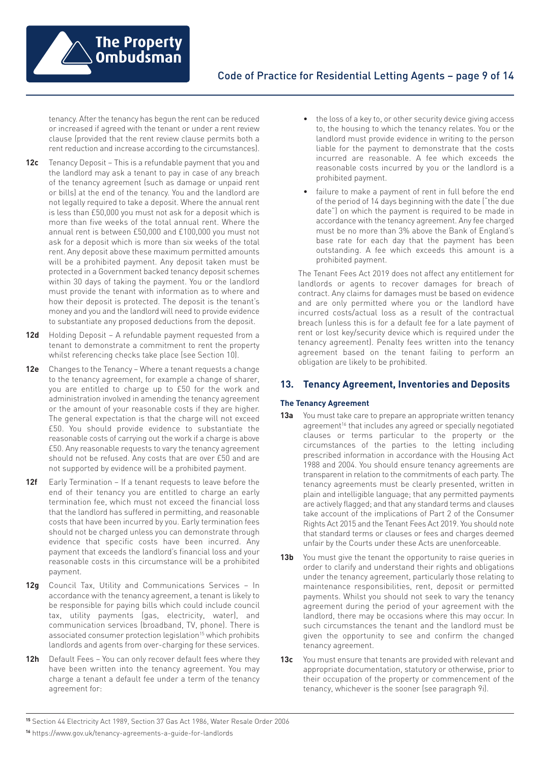tenancy. After the tenancy has begun the rent can be reduced or increased if agreed with the tenant or under a rent review clause (provided that the rent review clause permits both a rent reduction and increase according to the circumstances).

**12c** Tenancy Deposit – This is a refundable payment that you and the landlord may ask a tenant to pay in case of any breach of the tenancy agreement (such as damage or unpaid rent or bills) at the end of the tenancy. You and the landlord are not legally required to take a deposit. Where the annual rent is less than £50,000 you must not ask for a deposit which is more than five weeks of the total annual rent. Where the annual rent is between £50,000 and £100,000 you must not ask for a deposit which is more than six weeks of the total rent. Any deposit above these maximum permitted amounts will be a prohibited payment. Any deposit taken must be protected in a Government backed tenancy deposit schemes within 30 days of taking the payment. You or the landlord must provide the tenant with information as to where and how their deposit is protected. The deposit is the tenant's money and you and the landlord will need to provide evidence to substantiate any proposed deductions from the deposit.

**12d** Holding Deposit – A refundable payment requested from a tenant to demonstrate a commitment to rent the property whilst referencing checks take place (see Section 10).

**12e** Changes to the Tenancy – Where a tenant requests a change to the tenancy agreement, for example a change of sharer, you are entitled to charge up to £50 for the work and administration involved in amending the tenancy agreement or the amount of your reasonable costs if they are higher. The general expectation is that the charge will not exceed £50. You should provide evidence to substantiate the reasonable costs of carrying out the work if a charge is above £50. Any reasonable requests to vary the tenancy agreement should not be refused. Any costs that are over £50 and are not supported by evidence will be a prohibited payment.

**12f** Early Termination – If a tenant requests to leave before the end of their tenancy you are entitled to charge an early termination fee, which must not exceed the financial loss that the landlord has suffered in permitting, and reasonable costs that have been incurred by you. Early termination fees should not be charged unless you can demonstrate through evidence that specific costs have been incurred. Any payment that exceeds the landlord's financial loss and your reasonable costs in this circumstance will be a prohibited payment.

**12g** Council Tax, Utility and Communications Services – In accordance with the tenancy agreement, a tenant is likely to be responsible for paying bills which could include council tax, utility payments (gas, electricity, water), and communication services (broadband, TV, phone). There is associated consumer protection legislation[15] which prohibits landlords and agents from over-charging for these services.

**12h** Default Fees – You can only recover default fees where they have been written into the tenancy agreement. You may charge a tenant a default fee under a term of the tenancy agreement for:

- the loss of a key to, or other security device giving access to, the housing to which the tenancy relates. You or the landlord must provide evidence in writing to the person liable for the payment to demonstrate that the costs incurred are reasonable. A fee which exceeds the reasonable costs incurred by you or the landlord is a prohibited payment.
- failure to make a payment of rent in full before the end of the period of 14 days beginning with the date ("the due date") on which the payment is required to be made in accordance with the tenancy agreement. Any fee charged must be no more than 3% above the Bank of England's base rate for each day that the payment has been outstanding. A fee which exceeds this amount is a prohibited payment.

The Tenant Fees Act 2019 does not affect any entitlement for landlords or agents to recover damages for breach of contract. Any claims for damages must be based on evidence and are only permitted where you or the landlord have incurred costs/actual loss as a result of the contractual breach (unless this is for a default fee for a late payment of rent or lost key/security device which is required under the tenancy agreement). Penalty fees written into the tenancy agreement based on the tenant failing to perform an obligation are likely to be prohibited.

## 13. Tenancy Agreement, Inventories and Deposits

### The Tenancy Agreement

**13a** You must take care to prepare an appropriate written tenancy agreement[16] that includes any agreed or specially negotiated clauses or terms particular to the property or the circumstances of the parties to the letting including prescribed information in accordance with the Housing Act 1988 and 2004. You should ensure tenancy agreements are transparent in relation to the commitments of each party. The tenancy agreements must be clearly presented, written in plain and intelligible language; that any permitted payments are actively flagged; and that any standard terms and clauses take account of the implications of Part 2 of the Consumer Rights Act 2015 and the Tenant Fees Act 2019. You should note that standard terms or clauses or fees and charges deemed unfair by the Courts under these Acts are unenforceable.

**13b** You must give the tenant the opportunity to raise queries in order to clarify and understand their rights and obligations under the tenancy agreement, particularly those relating to maintenance responsibilities, rent, deposit or permitted payments. Whilst you should not seek to vary the tenancy agreement during the period of your agreement with the landlord, there may be occasions where this may occur. In such circumstances the tenant and the landlord must be given the opportunity to see and confirm the changed tenancy agreement.

**13c** You must ensure that tenants are provided with relevant and appropriate documentation, statutory or otherwise, prior to their occupation of the property or commencement of the tenancy, whichever is the sooner (see paragraph 9i).

[15] Section 44 Electricity Act 1989, Section 37 Gas Act 1986, Water Resale Order 2006

[16] https://www.gov.uk/tenancy-agreements-a-guide-for-landlords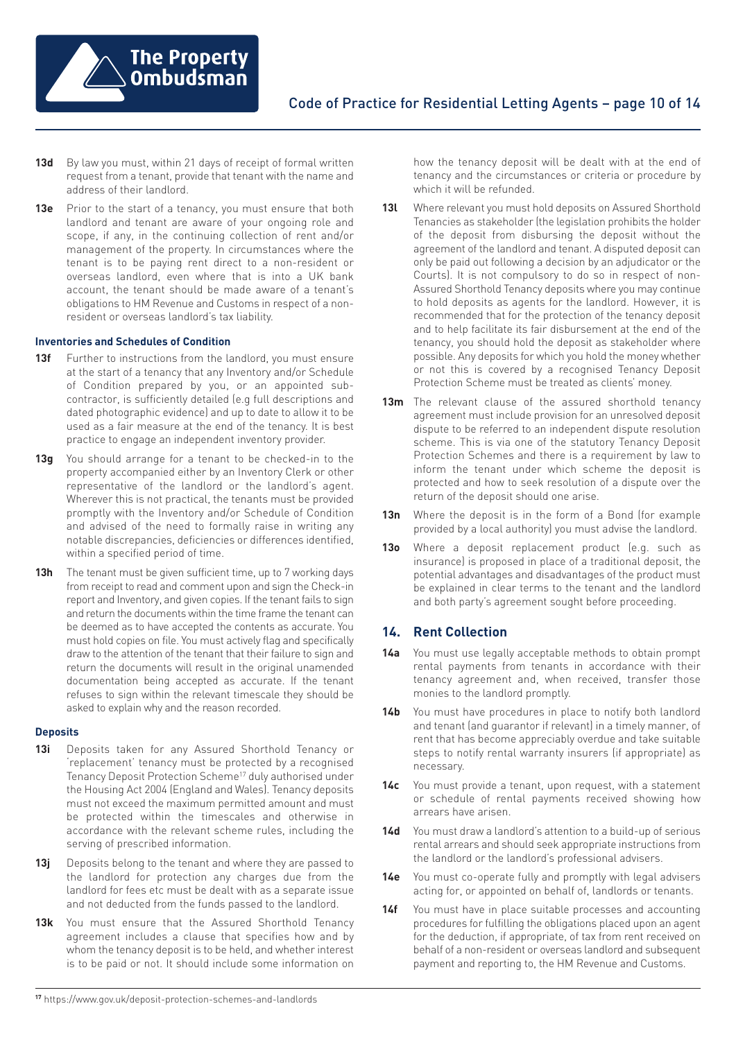**13d** By law you must, within 21 days of receipt of formal written request from a tenant, provide that tenant with the name and address of their landlord.

**13e** Prior to the start of a tenancy, you must ensure that both landlord and tenant are aware of your ongoing role and scope, if any, in the continuing collection of rent and/or management of the property. In circumstances where the tenant is to be paying rent direct to a non-resident or overseas landlord, even where that is into a UK bank account, the tenant should be made aware of a tenant's obligations to HM Revenue and Customs in respect of a non-resident or overseas landlord's tax liability.

#### Inventories and Schedules of Condition

**13f** Further to instructions from the landlord, you must ensure at the start of a tenancy that any Inventory and/or Schedule of Condition prepared by you, or an appointed sub-contractor, is sufficiently detailed (e.g full descriptions and dated photographic evidence) and up to date to allow it to be used as a fair measure at the end of the tenancy. It is best practice to engage an independent inventory provider.

**13g** You should arrange for a tenant to be checked-in to the property accompanied either by an Inventory Clerk or other representative of the landlord or the landlord's agent. Wherever this is not practical, the tenants must be provided promptly with the Inventory and/or Schedule of Condition and advised of the need to formally raise in writing any notable discrepancies, deficiencies or differences identified, within a specified period of time.

**13h** The tenant must be given sufficient time, up to 7 working days from receipt to read and comment upon and sign the Check-in report and Inventory, and given copies. If the tenant fails to sign and return the documents within the time frame the tenant can be deemed as to have accepted the contents as accurate. You must hold copies on file. You must actively flag and specifically draw to the attention of the tenant that their failure to sign and return the documents will result in the original unamended documentation being accepted as accurate. If the tenant refuses to sign within the relevant timescale they should be asked to explain why and the reason recorded.

#### Deposits

**13i** Deposits taken for any Assured Shorthold Tenancy or 'replacement' tenancy must be protected by a recognised Tenancy Deposit Protection Scheme[17] duly authorised under the Housing Act 2004 (England and Wales). Tenancy deposits must not exceed the maximum permitted amount and must be protected within the timescales and otherwise in accordance with the relevant scheme rules, including the serving of prescribed information.

**13j** Deposits belong to the tenant and where they are passed to the landlord for protection any charges due from the landlord for fees etc must be dealt with as a separate issue and not deducted from the funds passed to the landlord.

**13k** You must ensure that the Assured Shorthold Tenancy agreement includes a clause that specifies how and by whom the tenancy deposit is to be held, and whether interest is to be paid or not. It should include some information on how the tenancy deposit will be dealt with at the end of tenancy and the circumstances or criteria or procedure by which it will be refunded.

**13l** Where relevant you must hold deposits on Assured Shorthold Tenancies as stakeholder (the legislation prohibits the holder of the deposit from disbursing the deposit without the agreement of the landlord and tenant. A disputed deposit can only be paid out following a decision by an adjudicator or the Courts). It is not compulsory to do so in respect of non-Assured Shorthold Tenancy deposits where you may continue to hold deposits as agents for the landlord. However, it is recommended that for the protection of the tenancy deposit and to help facilitate its fair disbursement at the end of the tenancy, you should hold the deposit as stakeholder where possible. Any deposits for which you hold the money whether or not this is covered by a recognised Tenancy Deposit Protection Scheme must be treated as clients' money.

**13m** The relevant clause of the assured shorthold tenancy agreement must include provision for an unresolved deposit dispute to be referred to an independent dispute resolution scheme. This is via one of the statutory Tenancy Deposit Protection Schemes and there is a requirement by law to inform the tenant under which scheme the deposit is protected and how to seek resolution of a dispute over the return of the deposit should one arise.

**13n** Where the deposit is in the form of a Bond (for example provided by a local authority) you must advise the landlord.

**13o** Where a deposit replacement product (e.g. such as insurance) is proposed in place of a traditional deposit, the potential advantages and disadvantages of the product must be explained in clear terms to the tenant and the landlord and both party's agreement sought before proceeding.

## 14. Rent Collection

**14a** You must use legally acceptable methods to obtain prompt rental payments from tenants in accordance with their tenancy agreement and, when received, transfer those monies to the landlord promptly.

**14b** You must have procedures in place to notify both landlord and tenant (and guarantor if relevant) in a timely manner, of rent that has become appreciably overdue and take suitable steps to notify rental warranty insurers (if appropriate) as necessary.

**14c** You must provide a tenant, upon request, with a statement or schedule of rental payments received showing how arrears have arisen.

**14d** You must draw a landlord's attention to a build-up of serious rental arrears and should seek appropriate instructions from the landlord or the landlord's professional advisers.

**14e** You must co-operate fully and promptly with legal advisers acting for, or appointed on behalf of, landlords or tenants.

**14f** You must have in place suitable processes and accounting procedures for fulfilling the obligations placed upon an agent for the deduction, if appropriate, of tax from rent received on behalf of a non-resident or overseas landlord and subsequent payment and reporting to, the HM Revenue and Customs.

---

[17] https://www.gov.uk/deposit-protection-schemes-and-landlords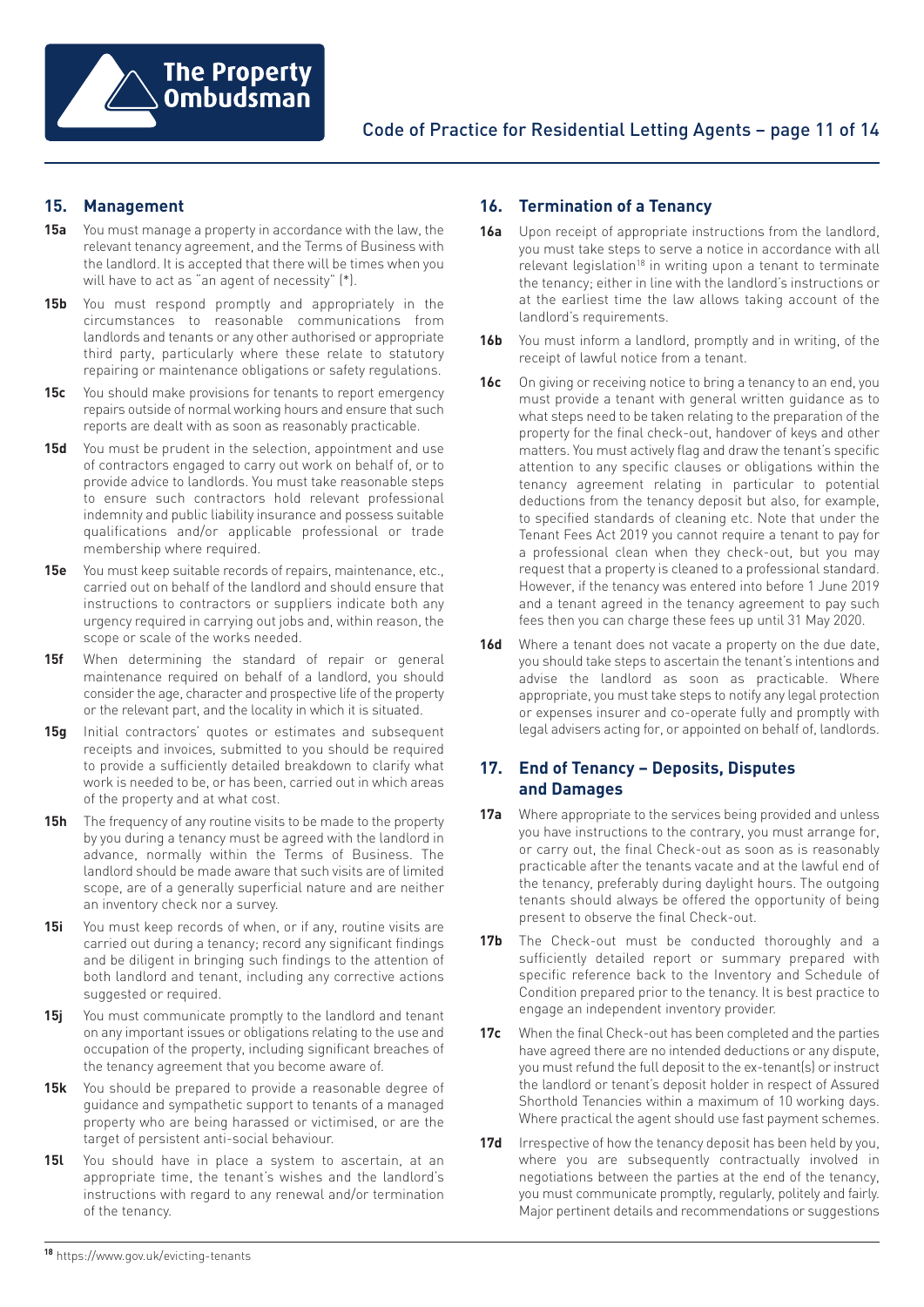## 15. Management

**15a** You must manage a property in accordance with the law, the relevant tenancy agreement, and the Terms of Business with the landlord. It is accepted that there will be times when you will have to act as "an agent of necessity" (*).

**15b** You must respond promptly and appropriately in the circumstances to reasonable communications from landlords and tenants or any other authorised or appropriate third party, particularly where these relate to statutory repairing or maintenance obligations or safety regulations.

**15c** You should make provisions for tenants to report emergency repairs outside of normal working hours and ensure that such reports are dealt with as soon as reasonably practicable.

**15d** You must be prudent in the selection, appointment and use of contractors engaged to carry out work on behalf of, or to provide advice to landlords. You must take reasonable steps to ensure such contractors hold relevant professional indemnity and public liability insurance and possess suitable qualifications and/or applicable professional or trade membership where required.

**15e** You must keep suitable records of repairs, maintenance, etc., carried out on behalf of the landlord and should ensure that instructions to contractors or suppliers indicate both any urgency required in carrying out jobs and, within reason, the scope or scale of the works needed.

**15f** When determining the standard of repair or general maintenance required on behalf of a landlord, you should consider the age, character and prospective life of the property or the relevant part, and the locality in which it is situated.

**15g** Initial contractors' quotes or estimates and subsequent receipts and invoices, submitted to you should be required to provide a sufficiently detailed breakdown to clarify what work is needed to be, or has been, carried out in which areas of the property and at what cost.

**15h** The frequency of any routine visits to be made to the property by you during a tenancy must be agreed with the landlord in advance, normally within the Terms of Business. The landlord should be made aware that such visits are of limited scope, are of a generally superficial nature and are neither an inventory check nor a survey.

**15i** You must keep records of when, or if any, routine visits are carried out during a tenancy; record any significant findings and be diligent in bringing such findings to the attention of both landlord and tenant, including any corrective actions suggested or required.

**15j** You must communicate promptly to the landlord and tenant on any important issues or obligations relating to the use and occupation of the property, including significant breaches of the tenancy agreement that you become aware of.

**15k** You should be prepared to provide a reasonable degree of guidance and sympathetic support to tenants of a managed property who are being harassed or victimised, or are the target of persistent anti-social behaviour.

**15l** You should have in place a system to ascertain, at an appropriate time, the tenant's wishes and the landlord's instructions with regard to any renewal and/or termination of the tenancy.

## 16. Termination of a Tenancy

**16a** Upon receipt of appropriate instructions from the landlord, you must take steps to serve a notice in accordance with all relevant legislation[18] in writing upon a tenant to terminate the tenancy; either in line with the landlord's instructions or at the earliest time the law allows taking account of the landlord's requirements.

**16b** You must inform a landlord, promptly and in writing, of the receipt of lawful notice from a tenant.

**16c** On giving or receiving notice to bring a tenancy to an end, you must provide a tenant with general written guidance as to what steps need to be taken relating to the preparation of the property for the final check-out, handover of keys and other matters. You must actively flag and draw the tenant's specific attention to any specific clauses or obligations within the tenancy agreement relating in particular to potential deductions from the tenancy deposit but also, for example, to specified standards of cleaning etc. Note that under the Tenant Fees Act 2019 you cannot require a tenant to pay for a professional clean when they check-out, but you may request that a property is cleaned to a professional standard. However, if the tenancy was entered into before 1 June 2019 and a tenant agreed in the tenancy agreement to pay such fees then you can charge these fees up until 31 May 2020.

**16d** Where a tenant does not vacate a property on the due date, you should take steps to ascertain the tenant's intentions and advise the landlord as soon as practicable. Where appropriate, you must take steps to notify any legal protection or expenses insurer and co-operate fully and promptly with legal advisers acting for, or appointed on behalf of, landlords.

## 17. End of Tenancy – Deposits, Disputes and Damages

**17a** Where appropriate to the services being provided and unless you have instructions to the contrary, you must arrange for, or carry out, the final Check-out as soon as is reasonably practicable after the tenants vacate and at the lawful end of the tenancy, preferably during daylight hours. The outgoing tenants should always be offered the opportunity of being present to observe the final Check-out.

**17b** The Check-out must be conducted thoroughly and a sufficiently detailed report or summary prepared with specific reference back to the Inventory and Schedule of Condition prepared prior to the tenancy. It is best practice to engage an independent inventory provider.

**17c** When the final Check-out has been completed and the parties have agreed there are no intended deductions or any dispute, you must refund the full deposit to the ex-tenant(s) or instruct the landlord or tenant's deposit holder in respect of Assured Shorthold Tenancies within a maximum of 10 working days. Where practical the agent should use fast payment schemes.

**17d** Irrespective of how the tenancy deposit has been held by you, where you are subsequently contractually involved in negotiations between the parties at the end of the tenancy, you must communicate promptly, regularly, politely and fairly. Major pertinent details and recommendations or suggestions

[18] https://www.gov.uk/evicting-tenants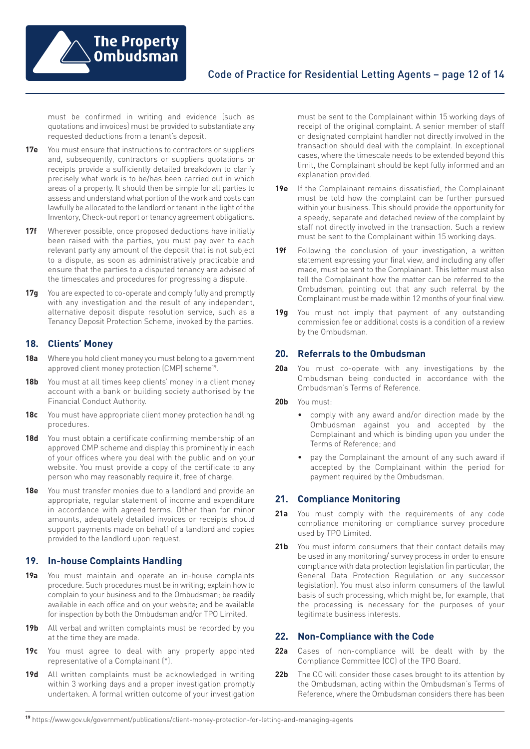must be confirmed in writing and evidence (such as quotations and invoices) must be provided to substantiate any requested deductions from a tenant's deposit.

**17e** You must ensure that instructions to contractors or suppliers and, subsequently, contractors or suppliers quotations or receipts provide a sufficiently detailed breakdown to clarify precisely what work is to be/has been carried out in which areas of a property. It should then be simple for all parties to assess and understand what portion of the work and costs can lawfully be allocated to the landlord or tenant in the light of the Inventory, Check-out report or tenancy agreement obligations.

**17f** Wherever possible, once proposed deductions have initially been raised with the parties, you must pay over to each relevant party any amount of the deposit that is not subject to a dispute, as soon as administratively practicable and ensure that the parties to a disputed tenancy are advised of the timescales and procedures for progressing a dispute.

**17g** You are expected to co-operate and comply fully and promptly with any investigation and the result of any independent, alternative deposit dispute resolution service, such as a Tenancy Deposit Protection Scheme, invoked by the parties.

## 18. Clients' Money

**18a** Where you hold client money you must belong to a government approved client money protection (CMP) scheme[19].

**18b** You must at all times keep clients' money in a client money account with a bank or building society authorised by the Financial Conduct Authority.

**18c** You must have appropriate client money protection handling procedures.

**18d** You must obtain a certificate confirming membership of an approved CMP scheme and display this prominently in each of your offices where you deal with the public and on your website. You must provide a copy of the certificate to any person who may reasonably require it, free of charge.

**18e** You must transfer monies due to a landlord and provide an appropriate, regular statement of income and expenditure in accordance with agreed terms. Other than for minor amounts, adequately detailed invoices or receipts should support payments made on behalf of a landlord and copies provided to the landlord upon request.

## 19. In-house Complaints Handling

**19a** You must maintain and operate an in-house complaints procedure. Such procedures must be in writing; explain how to complain to your business and to the Ombudsman; be readily available in each office and on your website; and be available for inspection by both the Ombudsman and/or TPO Limited.

**19b** All verbal and written complaints must be recorded by you at the time they are made.

**19c** You must agree to deal with any properly appointed representative of a Complainant (*).

**19d** All written complaints must be acknowledged in writing within 3 working days and a proper investigation promptly undertaken. A formal written outcome of your investigation must be sent to the Complainant within 15 working days of receipt of the original complaint. A senior member of staff or designated complaint handler not directly involved in the transaction should deal with the complaint. In exceptional cases, where the timescale needs to be extended beyond this limit, the Complainant should be kept fully informed and an explanation provided.

**19e** If the Complainant remains dissatisfied, the Complainant must be told how the complaint can be further pursued within your business. This should provide the opportunity for a speedy, separate and detached review of the complaint by staff not directly involved in the transaction. Such a review must be sent to the Complainant within 15 working days.

**19f** Following the conclusion of your investigation, a written statement expressing your final view, and including any offer made, must be sent to the Complainant. This letter must also tell the Complainant how the matter can be referred to the Ombudsman, pointing out that any such referral by the Complainant must be made within 12 months of your final view.

**19g** You must not imply that payment of any outstanding commission fee or additional costs is a condition of a review by the Ombudsman.

## 20. Referrals to the Ombudsman

**20a** You must co-operate with any investigations by the Ombudsman being conducted in accordance with the Ombudsman's Terms of Reference.

**20b** You must:

- comply with any award and/or direction made by the Ombudsman against you and accepted by the Complainant and which is binding upon you under the Terms of Reference; and
- pay the Complainant the amount of any such award if accepted by the Complainant within the period for payment required by the Ombudsman.

## 21. Compliance Monitoring

**21a** You must comply with the requirements of any code compliance monitoring or compliance survey procedure used by TPO Limited.

**21b** You must inform consumers that their contact details may be used in any monitoring/ survey process in order to ensure compliance with data protection legislation (in particular, the General Data Protection Regulation or any successor legislation). You must also inform consumers of the lawful basis of such processing, which might be, for example, that the processing is necessary for the purposes of your legitimate business interests.

## 22. Non-Compliance with the Code

**22a** Cases of non-compliance will be dealt with by the Compliance Committee (CC) of the TPO Board.

**22b** The CC will consider those cases brought to its attention by the Ombudsman, acting within the Ombudsman's Terms of Reference, where the Ombudsman considers there has been

[19] https://www.gov.uk/government/publications/client-money-protection-for-letting-and-managing-agents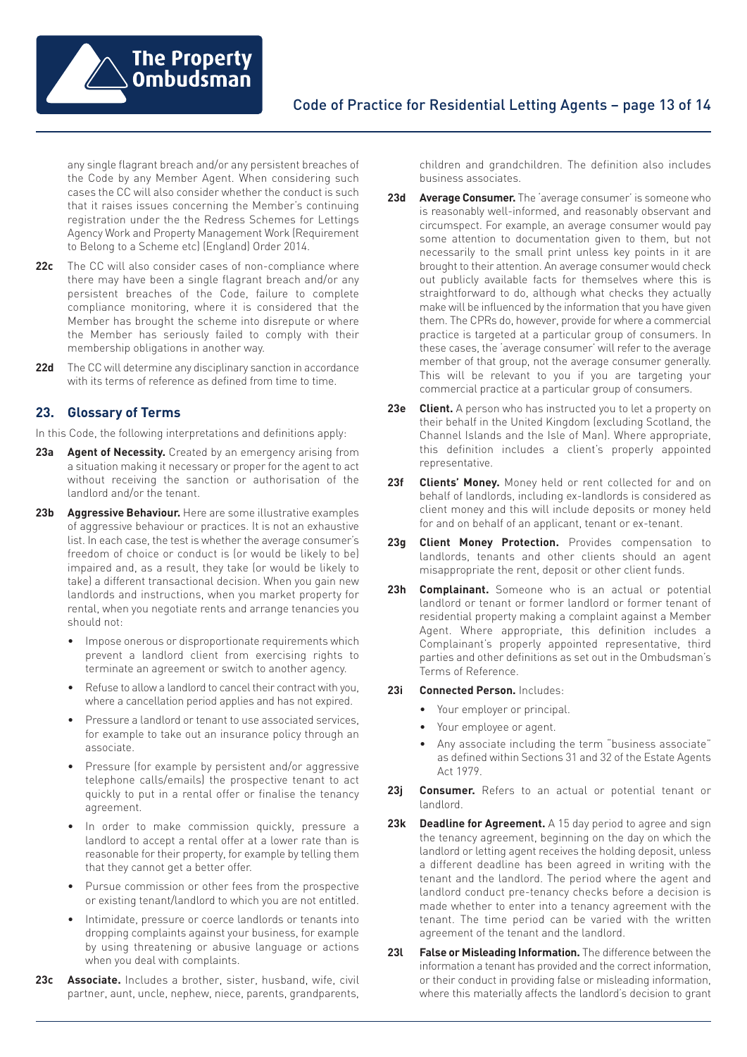any single flagrant breach and/or any persistent breaches of the Code by any Member Agent. When considering such cases the CC will also consider whether the conduct is such that it raises issues concerning the Member's continuing registration under the the Redress Schemes for Lettings Agency Work and Property Management Work (Requirement to Belong to a Scheme etc) (England) Order 2014.

**22c** The CC will also consider cases of non-compliance where there may have been a single flagrant breach and/or any persistent breaches of the Code, failure to complete compliance monitoring, where it is considered that the Member has brought the scheme into disrepute or where the Member has seriously failed to comply with their membership obligations in another way.

**22d** The CC will determine any disciplinary sanction in accordance with its terms of reference as defined from time to time.

## 23. Glossary of Terms

In this Code, the following interpretations and definitions apply:

**23a** **Agent of Necessity.** Created by an emergency arising from a situation making it necessary or proper for the agent to act without receiving the sanction or authorisation of the landlord and/or the tenant.

**23b** **Aggressive Behaviour.** Here are some illustrative examples of aggressive behaviour or practices. It is not an exhaustive list. In each case, the test is whether the average consumer's freedom of choice or conduct is (or would be likely to be) impaired and, as a result, they take (or would be likely to take) a different transactional decision. When you gain new landlords and instructions, when you market property for rental, when you negotiate rents and arrange tenancies you should not:

- Impose onerous or disproportionate requirements which prevent a landlord client from exercising rights to terminate an agreement or switch to another agency.
- Refuse to allow a landlord to cancel their contract with you, where a cancellation period applies and has not expired.
- Pressure a landlord or tenant to use associated services, for example to take out an insurance policy through an associate.
- Pressure (for example by persistent and/or aggressive telephone calls/emails) the prospective tenant to act quickly to put in a rental offer or finalise the tenancy agreement.
- In order to make commission quickly, pressure a landlord to accept a rental offer at a lower rate than is reasonable for their property, for example by telling them that they cannot get a better offer.
- Pursue commission or other fees from the prospective or existing tenant/landlord to which you are not entitled.
- Intimidate, pressure or coerce landlords or tenants into dropping complaints against your business, for example by using threatening or abusive language or actions when you deal with complaints.

**23c** **Associate.** Includes a brother, sister, husband, wife, civil partner, aunt, uncle, nephew, niece, parents, grandparents, children and grandchildren. The definition also includes business associates.

**23d** **Average Consumer.** The 'average consumer' is someone who is reasonably well-informed, and reasonably observant and circumspect. For example, an average consumer would pay some attention to documentation given to them, but not necessarily to the small print unless key points in it are brought to their attention. An average consumer would check out publicly available facts for themselves where this is straightforward to do, although what checks they actually make will be influenced by the information that you have given them. The CPRs do, however, provide for where a commercial practice is targeted at a particular group of consumers. In these cases, the 'average consumer' will refer to the average member of that group, not the average consumer generally. This will be relevant to you if you are targeting your commercial practice at a particular group of consumers.

**23e** **Client.** A person who has instructed you to let a property on their behalf in the United Kingdom (excluding Scotland, the Channel Islands and the Isle of Man). Where appropriate, this definition includes a client's properly appointed representative.

**23f** **Clients' Money.** Money held or rent collected for and on behalf of landlords, including ex-landlords is considered as client money and this will include deposits or money held for and on behalf of an applicant, tenant or ex-tenant.

**23g** **Client Money Protection.** Provides compensation to landlords, tenants and other clients should an agent misappropriate the rent, deposit or other client funds.

**23h** **Complainant.** Someone who is an actual or potential landlord or tenant or former landlord or former tenant of residential property making a complaint against a Member Agent. Where appropriate, this definition includes a Complainant's properly appointed representative, third parties and other definitions as set out in the Ombudsman's Terms of Reference.

**23i** **Connected Person.** Includes:

- Your employer or principal.
- Your employee or agent.
- Any associate including the term "business associate" as defined within Sections 31 and 32 of the Estate Agents Act 1979.

**23j** **Consumer.** Refers to an actual or potential tenant or landlord.

**23k** **Deadline for Agreement.** A 15 day period to agree and sign the tenancy agreement, beginning on the day on which the landlord or letting agent receives the holding deposit, unless a different deadline has been agreed in writing with the tenant and the landlord. The period where the agent and landlord conduct pre-tenancy checks before a decision is made whether to enter into a tenancy agreement with the tenant. The time period can be varied with the written agreement of the tenant and the landlord.

**23l** **False or Misleading Information.** The difference between the information a tenant has provided and the correct information, or their conduct in providing false or misleading information, where this materially affects the landlord's decision to grant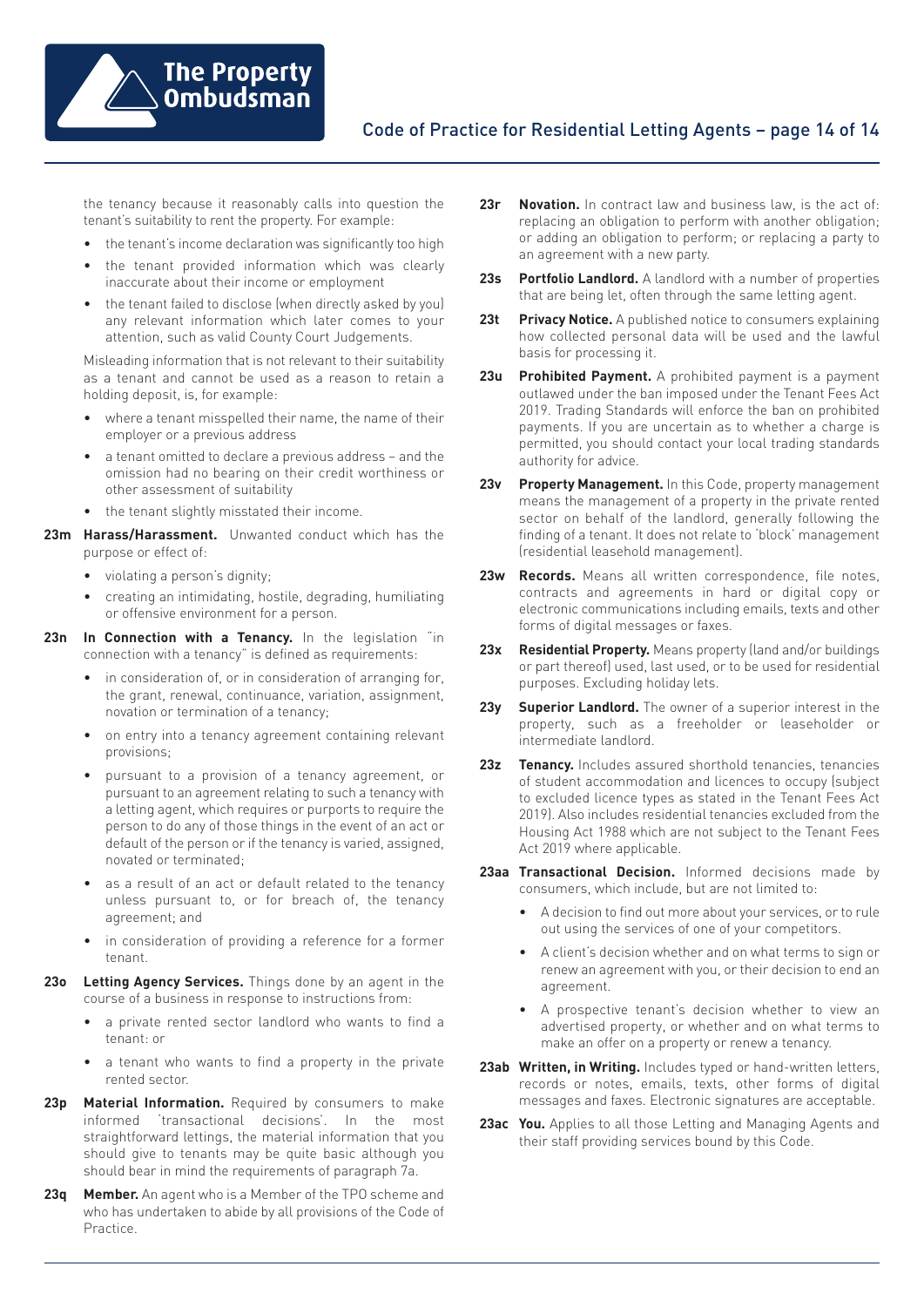the tenancy because it reasonably calls into question the tenant's suitability to rent the property. For example:

- the tenant's income declaration was significantly too high
- the tenant provided information which was clearly inaccurate about their income or employment
- the tenant failed to disclose (when directly asked by you) any relevant information which later comes to your attention, such as valid County Court Judgements.

Misleading information that is not relevant to their suitability as a tenant and cannot be used as a reason to retain a holding deposit, is, for example:

- where a tenant misspelled their name, the name of their employer or a previous address
- a tenant omitted to declare a previous address – and the omission had no bearing on their credit worthiness or other assessment of suitability
- the tenant slightly misstated their income.

**23m Harass/Harassment.** Unwanted conduct which has the purpose or effect of:

- violating a person's dignity;
- creating an intimidating, hostile, degrading, humiliating or offensive environment for a person.

**23n In Connection with a Tenancy.** In the legislation "in connection with a tenancy" is defined as requirements:

- in consideration of, or in consideration of arranging for, the grant, renewal, continuance, variation, assignment, novation or termination of a tenancy;
- on entry into a tenancy agreement containing relevant provisions;
- pursuant to a provision of a tenancy agreement, or pursuant to an agreement relating to such a tenancy with a letting agent, which requires or purports to require the person to do any of those things in the event of an act or default of the person or if the tenancy is varied, assigned, novated or terminated;
- as a result of an act or default related to the tenancy unless pursuant to, or for breach of, the tenancy agreement; and
- in consideration of providing a reference for a former tenant.

**23o Letting Agency Services.** Things done by an agent in the course of a business in response to instructions from:

- a private rented sector landlord who wants to find a tenant: or
- a tenant who wants to find a property in the private rented sector.

**23p Material Information.** Required by consumers to make informed 'transactional decisions'. In the most straightforward lettings, the material information that you should give to tenants may be quite basic although you should bear in mind the requirements of paragraph 7a.

**23q Member.** An agent who is a Member of the TPO scheme and who has undertaken to abide by all provisions of the Code of Practice.

**23r Novation.** In contract law and business law, is the act of: replacing an obligation to perform with another obligation; or adding an obligation to perform; or replacing a party to an agreement with a new party.

**23s Portfolio Landlord.** A landlord with a number of properties that are being let, often through the same letting agent.

**23t Privacy Notice.** A published notice to consumers explaining how collected personal data will be used and the lawful basis for processing it.

**23u Prohibited Payment.** A prohibited payment is a payment outlawed under the ban imposed under the Tenant Fees Act 2019. Trading Standards will enforce the ban on prohibited payments. If you are uncertain as to whether a charge is permitted, you should contact your local trading standards authority for advice.

**23v Property Management.** In this Code, property management means the management of a property in the private rented sector on behalf of the landlord, generally following the finding of a tenant. It does not relate to 'block' management (residential leasehold management).

**23w Records.** Means all written correspondence, file notes, contracts and agreements in hard or digital copy or electronic communications including emails, texts and other forms of digital messages or faxes.

**23x Residential Property.** Means property (land and/or buildings or part thereof) used, last used, or to be used for residential purposes. Excluding holiday lets.

**23y Superior Landlord.** The owner of a superior interest in the property, such as a freeholder or leaseholder or intermediate landlord.

**23z Tenancy.** Includes assured shorthold tenancies, tenancies of student accommodation and licences to occupy (subject to excluded licence types as stated in the Tenant Fees Act 2019). Also includes residential tenancies excluded from the Housing Act 1988 which are not subject to the Tenant Fees Act 2019 where applicable.

**23aa Transactional Decision.** Informed decisions made by consumers, which include, but are not limited to:

- A decision to find out more about your services, or to rule out using the services of one of your competitors.
- A client's decision whether and on what terms to sign or renew an agreement with you, or their decision to end an agreement.
- A prospective tenant's decision whether to view an advertised property, or whether and on what terms to make an offer on a property or renew a tenancy.

**23ab Written, in Writing.** Includes typed or hand-written letters, records or notes, emails, texts, other forms of digital messages and faxes. Electronic signatures are acceptable.

**23ac You.** Applies to all those Letting and Managing Agents and their staff providing services bound by this Code.